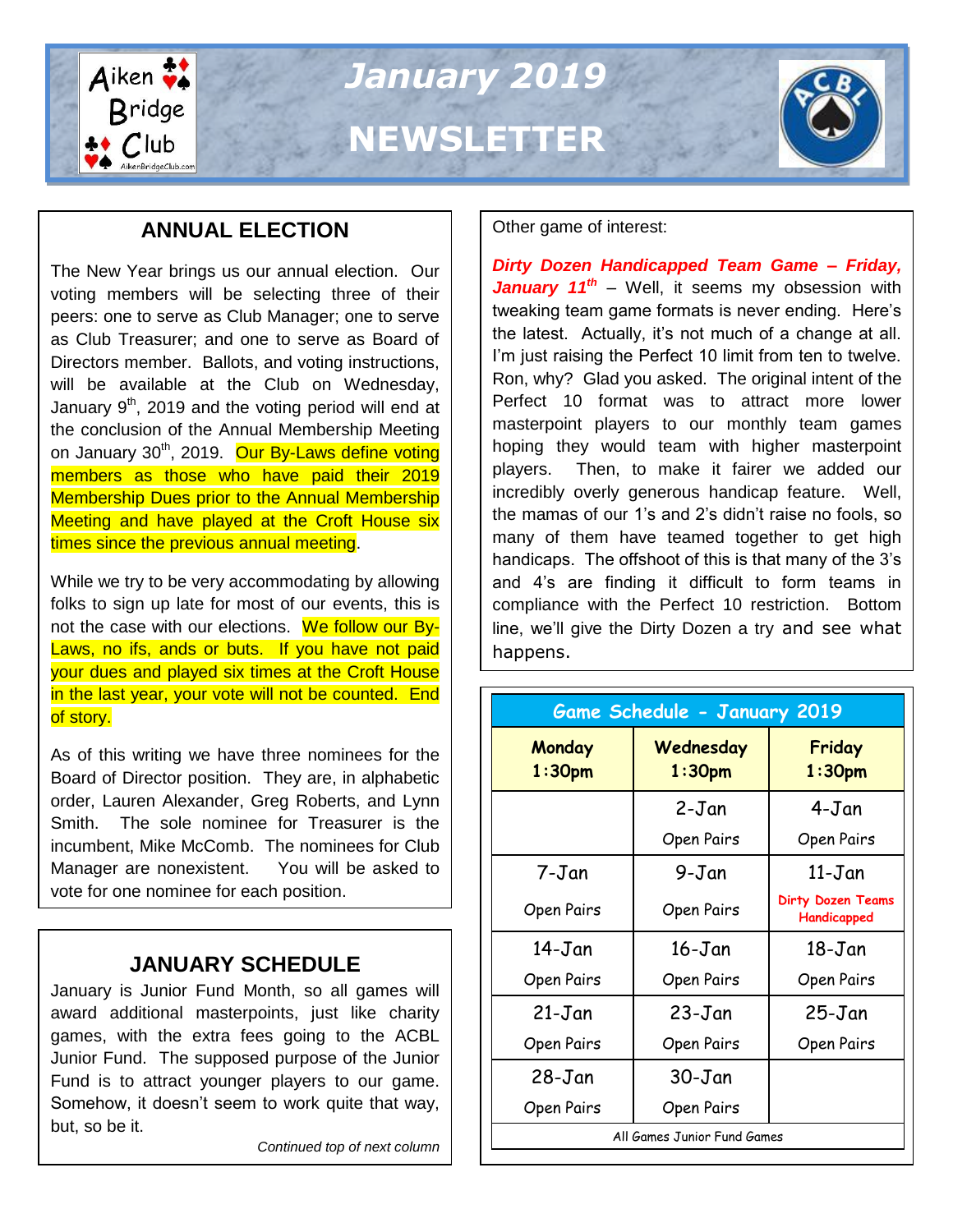# January 2019 NEWSLETTER

## ANNUAL ELECTION

The New Year brings us our annual election. Our voting members will be selecting three of their peers: one to serve as Club Manager; one to serve as Club Treasurer; and one to serve as Board of Directors member. Ballots, and voting instructions, will be available at the Club on Wednesday, January 9th, 2019 and the voting period will end at the conclusion of the Annual Membership Meeting on January 30th, 2019. Our By-Laws define voting members as those who have paid their 2019 Membership Dues prior to the Annual Membership Meeting and have played at the Croft House six times since the previous annual meeting.

While we try to be very accommodating by allowing folks to sign up late for most of our events, this is not the case with our elections. We follow our By-Laws, no ifs, ands or buts. If you have not paid your dues and played six times at the Croft House in the last year, your vote will not be counted. End of story.

As of this writing we have three nominees for the Board of Director position. They are, in alphabetic order, Lauren Alexander, Greg Roberts, and Lynn Smith. The sole nominee for Treasurer is the incumbent, Mike McComb. The nominees for Club Manager are nonexistent. You will be asked to vote for one nominee for each position.

## JANUARY SCHEDULE

January is Junior Fund Month, so all games will award additional masterpoints, just like charity games, with the extra fees going to the ACBL Junior Fund. The supposed purpose of the Junior Fund is to attract younger players to our game. Somehow, it doesn't seem to work quite that way, but, so be it.

*Continued top of next column*

Other game of interest:

***Dirty Dozen Handicapped Team Game – Friday, January 11th*** – Well, it seems my obsession with tweaking team game formats is never ending. Here's the latest. Actually, it's not much of a change at all. I'm just raising the Perfect 10 limit from ten to twelve. Ron, why? Glad you asked. The original intent of the Perfect 10 format was to attract more lower masterpoint players to our monthly team games hoping they would team with higher masterpoint players. Then, to make it fairer we added our incredibly overly generous handicap feature. Well, the mamas of our 1's and 2's didn't raise no fools, so many of them have teamed together to get high handicaps. The offshoot of this is that many of the 3's and 4's are finding it difficult to form teams in compliance with the Perfect 10 restriction. Bottom line, we'll give the Dirty Dozen a try and see what happens.

**Game Schedule - January 2019**

| Monday 1:30pm | Wednesday 1:30pm | Friday 1:30pm |
|---|---|---|
| | 2-Jan Open Pairs | 4-Jan Open Pairs |
| 7-Jan Open Pairs | 9-Jan Open Pairs | 11-Jan Dirty Dozen Teams Handicapped |
| 14-Jan Open Pairs | 16-Jan Open Pairs | 18-Jan Open Pairs |
| 21-Jan Open Pairs | 23-Jan Open Pairs | 25-Jan Open Pairs |
| 28-Jan Open Pairs | 30-Jan Open Pairs | |

All Games Junior Fund Games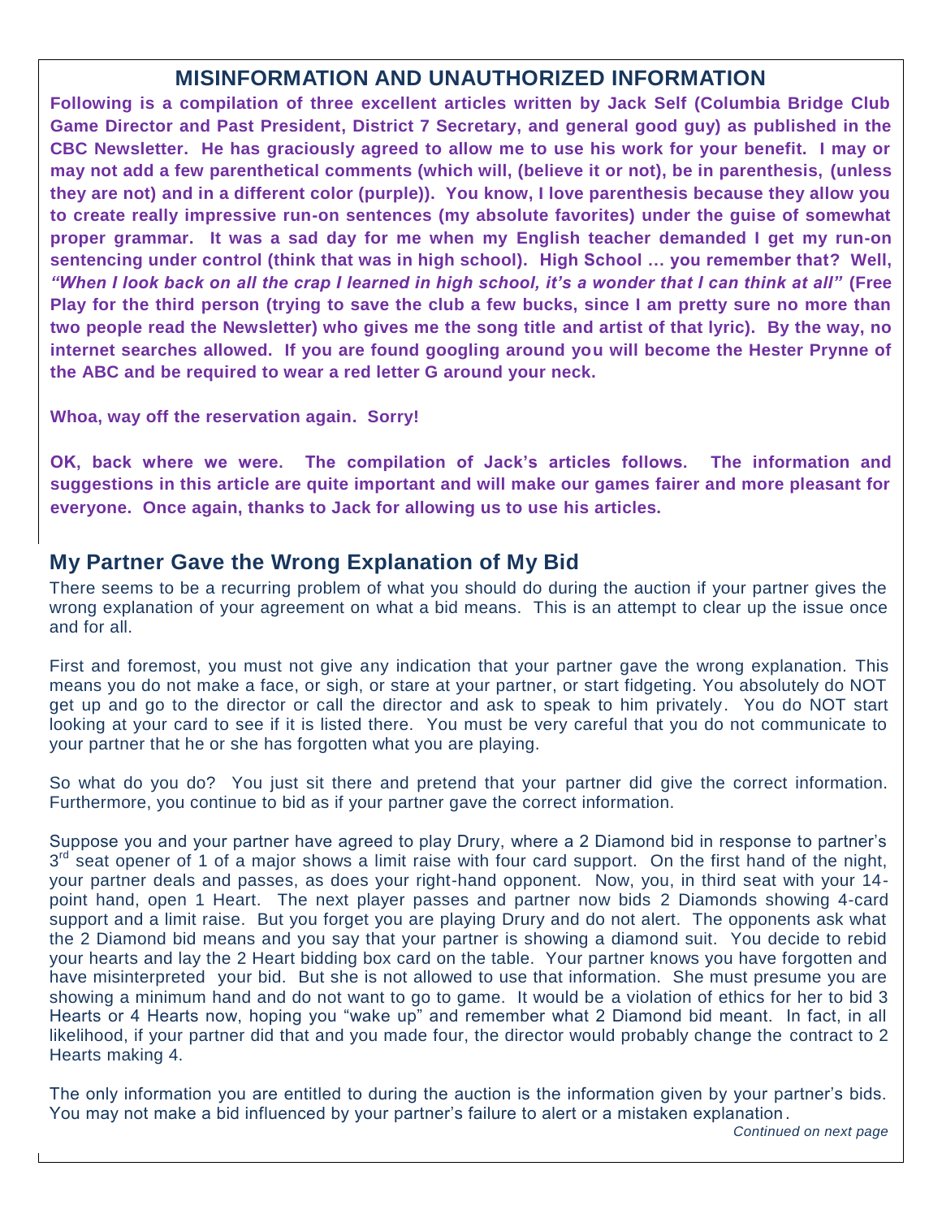## MISINFORMATION AND UNAUTHORIZED INFORMATION

**Following is a compilation of three excellent articles written by Jack Self (Columbia Bridge Club Game Director and Past President, District 7 Secretary, and general good guy) as published in the CBC Newsletter. He has graciously agreed to allow me to use his work for your benefit. I may or may not add a few parenthetical comments (which will, (believe it or not), be in parenthesis, (unless they are not) and in a different color (purple)). You know, I love parenthesis because they allow you to create really impressive run-on sentences (my absolute favorites) under the guise of somewhat proper grammar. It was a sad day for me when my English teacher demanded I get my run-on sentencing under control (think that was in high school). High School … you remember that? Well, *"When I look back on all the crap I learned in high school, it's a wonder that I can think at all"* (Free Play for the third person (trying to save the club a few bucks, since I am pretty sure no more than two people read the Newsletter) who gives me the song title and artist of that lyric). By the way, no internet searches allowed. If you are found googling around you will become the Hester Prynne of the ABC and be required to wear a red letter G around your neck.**

**Whoa, way off the reservation again. Sorry!**

**OK, back where we were. The compilation of Jack's articles follows. The information and suggestions in this article are quite important and will make our games fairer and more pleasant for everyone. Once again, thanks to Jack for allowing us to use his articles.**

### My Partner Gave the Wrong Explanation of My Bid

There seems to be a recurring problem of what you should do during the auction if your partner gives the wrong explanation of your agreement on what a bid means. This is an attempt to clear up the issue once and for all.

First and foremost, you must not give any indication that your partner gave the wrong explanation. This means you do not make a face, or sigh, or stare at your partner, or start fidgeting. You absolutely do NOT get up and go to the director or call the director and ask to speak to him privately. You do NOT start looking at your card to see if it is listed there. You must be very careful that you do not communicate to your partner that he or she has forgotten what you are playing.

So what do you do? You just sit there and pretend that your partner did give the correct information. Furthermore, you continue to bid as if your partner gave the correct information.

Suppose you and your partner have agreed to play Drury, where a 2 Diamond bid in response to partner's 3rd seat opener of 1 of a major shows a limit raise with four card support. On the first hand of the night, your partner deals and passes, as does your right-hand opponent. Now, you, in third seat with your 14-point hand, open 1 Heart. The next player passes and partner now bids 2 Diamonds showing 4-card support and a limit raise. But you forget you are playing Drury and do not alert. The opponents ask what the 2 Diamond bid means and you say that your partner is showing a diamond suit. You decide to rebid your hearts and lay the 2 Heart bidding box card on the table. Your partner knows you have forgotten and have misinterpreted your bid. But she is not allowed to use that information. She must presume you are showing a minimum hand and do not want to go to game. It would be a violation of ethics for her to bid 3 Hearts or 4 Hearts now, hoping you "wake up" and remember what 2 Diamond bid meant. In fact, in all likelihood, if your partner did that and you made four, the director would probably change the contract to 2 Hearts making 4.

The only information you are entitled to during the auction is the information given by your partner's bids. You may not make a bid influenced by your partner's failure to alert or a mistaken explanation.

*Continued on next page*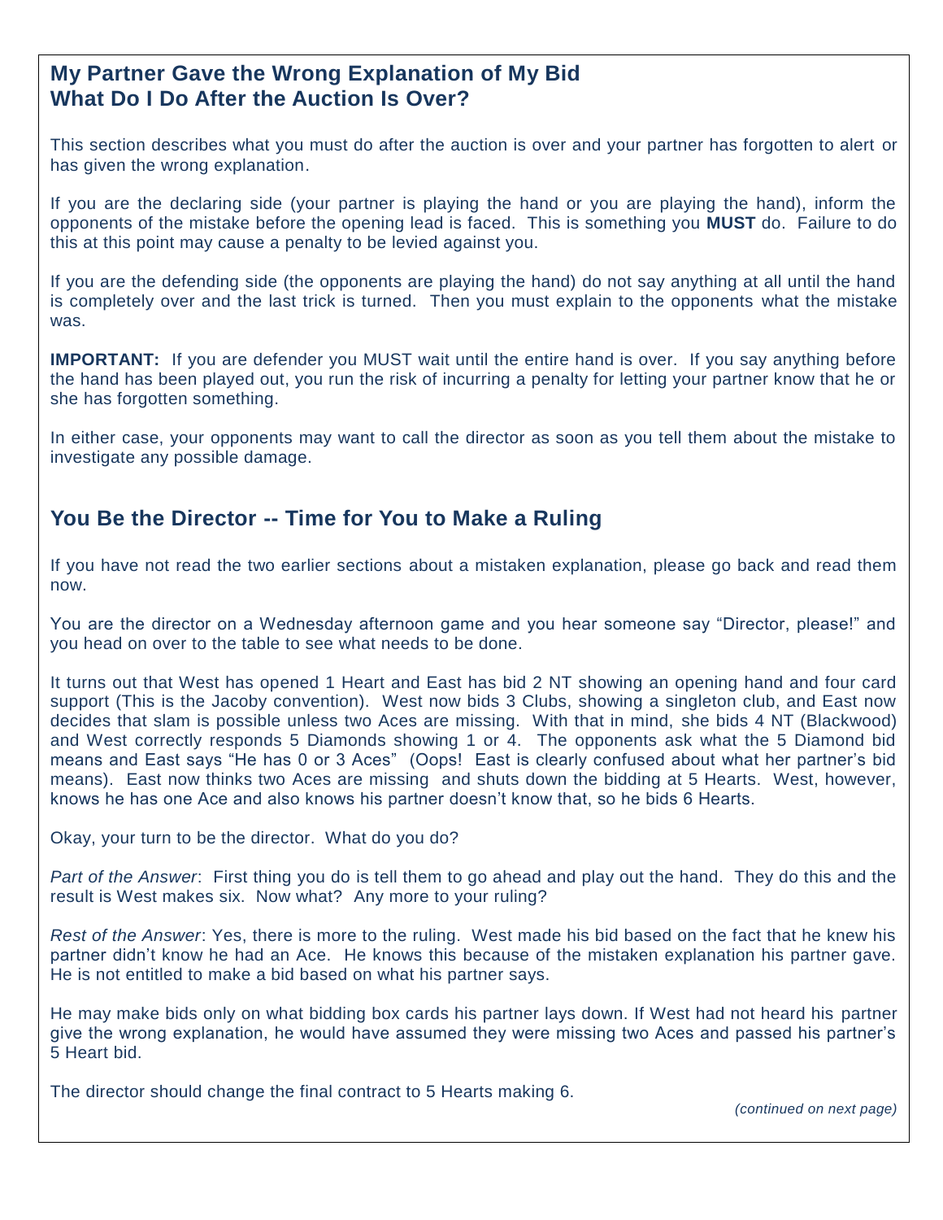## My Partner Gave the Wrong Explanation of My Bid What Do I Do After the Auction Is Over?

This section describes what you must do after the auction is over and your partner has forgotten to alert or has given the wrong explanation.

If you are the declaring side (your partner is playing the hand or you are playing the hand), inform the opponents of the mistake before the opening lead is faced. This is something you **MUST** do. Failure to do this at this point may cause a penalty to be levied against you.

If you are the defending side (the opponents are playing the hand) do not say anything at all until the hand is completely over and the last trick is turned. Then you must explain to the opponents what the mistake was.

**IMPORTANT:** If you are defender you MUST wait until the entire hand is over. If you say anything before the hand has been played out, you run the risk of incurring a penalty for letting your partner know that he or she has forgotten something.

In either case, your opponents may want to call the director as soon as you tell them about the mistake to investigate any possible damage.

## You Be the Director -- Time for You to Make a Ruling

If you have not read the two earlier sections about a mistaken explanation, please go back and read them now.

You are the director on a Wednesday afternoon game and you hear someone say "Director, please!" and you head on over to the table to see what needs to be done.

It turns out that West has opened 1 Heart and East has bid 2 NT showing an opening hand and four card support (This is the Jacoby convention). West now bids 3 Clubs, showing a singleton club, and East now decides that slam is possible unless two Aces are missing. With that in mind, she bids 4 NT (Blackwood) and West correctly responds 5 Diamonds showing 1 or 4. The opponents ask what the 5 Diamond bid means and East says "He has 0 or 3 Aces" (Oops! East is clearly confused about what her partner's bid means). East now thinks two Aces are missing and shuts down the bidding at 5 Hearts. West, however, knows he has one Ace and also knows his partner doesn't know that, so he bids 6 Hearts.

Okay, your turn to be the director. What do you do?

*Part of the Answer*: First thing you do is tell them to go ahead and play out the hand. They do this and the result is West makes six. Now what? Any more to your ruling?

*Rest of the Answer*: Yes, there is more to the ruling. West made his bid based on the fact that he knew his partner didn't know he had an Ace. He knows this because of the mistaken explanation his partner gave. He is not entitled to make a bid based on what his partner says.

He may make bids only on what bidding box cards his partner lays down. If West had not heard his partner give the wrong explanation, he would have assumed they were missing two Aces and passed his partner's 5 Heart bid.

The director should change the final contract to 5 Hearts making 6.

*(continued on next page)*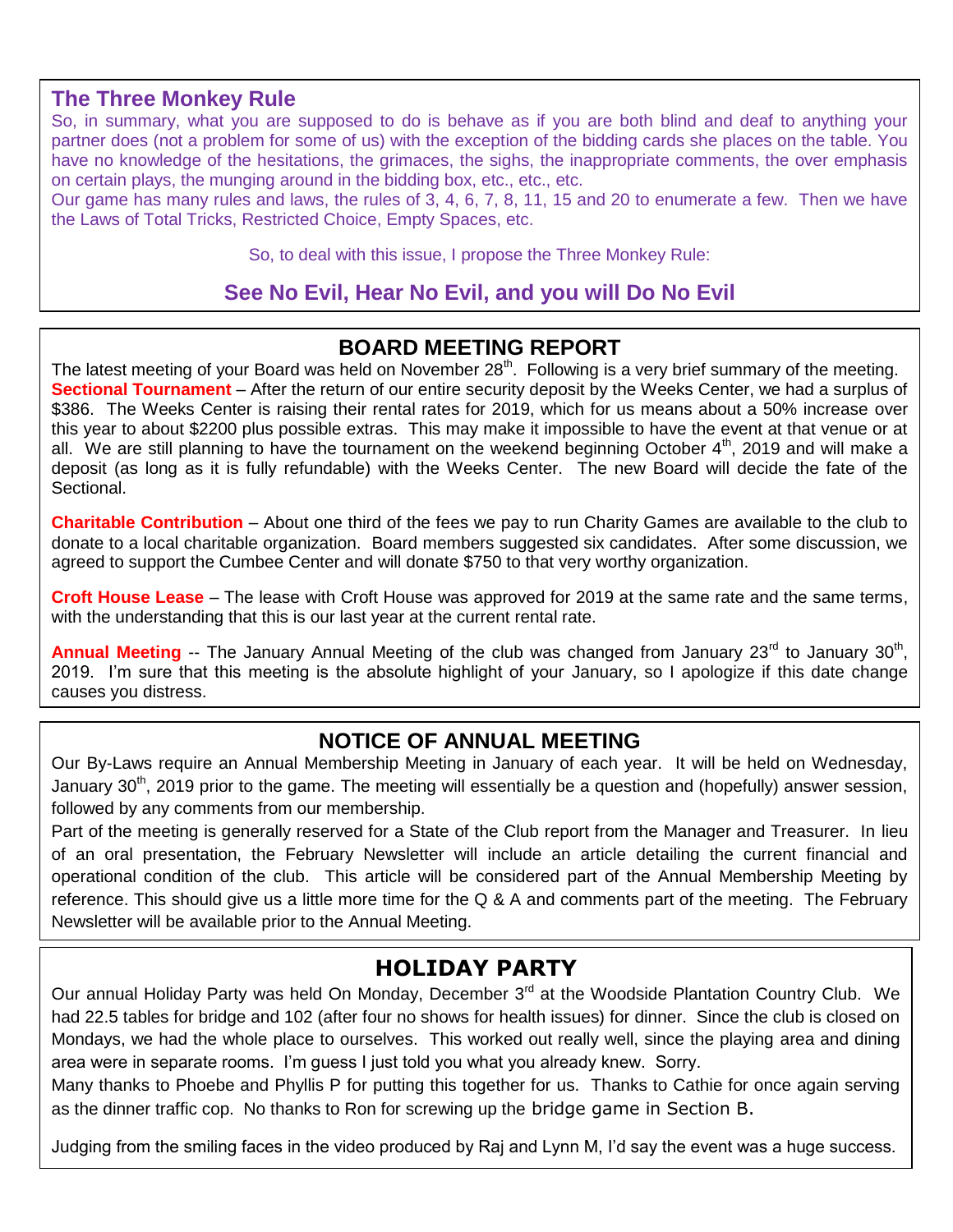## The Three Monkey Rule

So, in summary, what you are supposed to do is behave as if you are both blind and deaf to anything your partner does (not a problem for some of us) with the exception of the bidding cards she places on the table. You have no knowledge of the hesitations, the grimaces, the sighs, the inappropriate comments, the over emphasis on certain plays, the munging around in the bidding box, etc., etc., etc.

Our game has many rules and laws, the rules of 3, 4, 6, 7, 8, 11, 15 and 20 to enumerate a few. Then we have the Laws of Total Tricks, Restricted Choice, Empty Spaces, etc.

So, to deal with this issue, I propose the Three Monkey Rule:

**See No Evil, Hear No Evil, and you will Do No Evil**

## BOARD MEETING REPORT

The latest meeting of your Board was held on November 28th. Following is a very brief summary of the meeting.

**Sectional Tournament** – After the return of our entire security deposit by the Weeks Center, we had a surplus of $386. The Weeks Center is raising their rental rates for 2019, which for us means about a 50% increase over this year to about $2200 plus possible extras. This may make it impossible to have the event at that venue or at all. We are still planning to have the tournament on the weekend beginning October 4th, 2019 and will make a deposit (as long as it is fully refundable) with the Weeks Center. The new Board will decide the fate of the Sectional.

**Charitable Contribution** – About one third of the fees we pay to run Charity Games are available to the club to donate to a local charitable organization. Board members suggested six candidates. After some discussion, we agreed to support the Cumbee Center and will donate $750 to that very worthy organization.

**Croft House Lease** – The lease with Croft House was approved for 2019 at the same rate and the same terms, with the understanding that this is our last year at the current rental rate.

**Annual Meeting** -- The January Annual Meeting of the club was changed from January 23rd to January 30th, 2019. I'm sure that this meeting is the absolute highlight of your January, so I apologize if this date change causes you distress.

## NOTICE OF ANNUAL MEETING

Our By-Laws require an Annual Membership Meeting in January of each year. It will be held on Wednesday, January 30th, 2019 prior to the game. The meeting will essentially be a question and (hopefully) answer session, followed by any comments from our membership.

Part of the meeting is generally reserved for a State of the Club report from the Manager and Treasurer. In lieu of an oral presentation, the February Newsletter will include an article detailing the current financial and operational condition of the club. This article will be considered part of the Annual Membership Meeting by reference. This should give us a little more time for the Q & A and comments part of the meeting. The February Newsletter will be available prior to the Annual Meeting.

## HOLIDAY PARTY

Our annual Holiday Party was held On Monday, December 3rd at the Woodside Plantation Country Club. We had 22.5 tables for bridge and 102 (after four no shows for health issues) for dinner. Since the club is closed on Mondays, we had the whole place to ourselves. This worked out really well, since the playing area and dining area were in separate rooms. I'm guess I just told you what you already knew. Sorry.

Many thanks to Phoebe and Phyllis P for putting this together for us. Thanks to Cathie for once again serving as the dinner traffic cop. No thanks to Ron for screwing up the bridge game in Section B.

Judging from the smiling faces in the video produced by Raj and Lynn M, I'd say the event was a huge success.